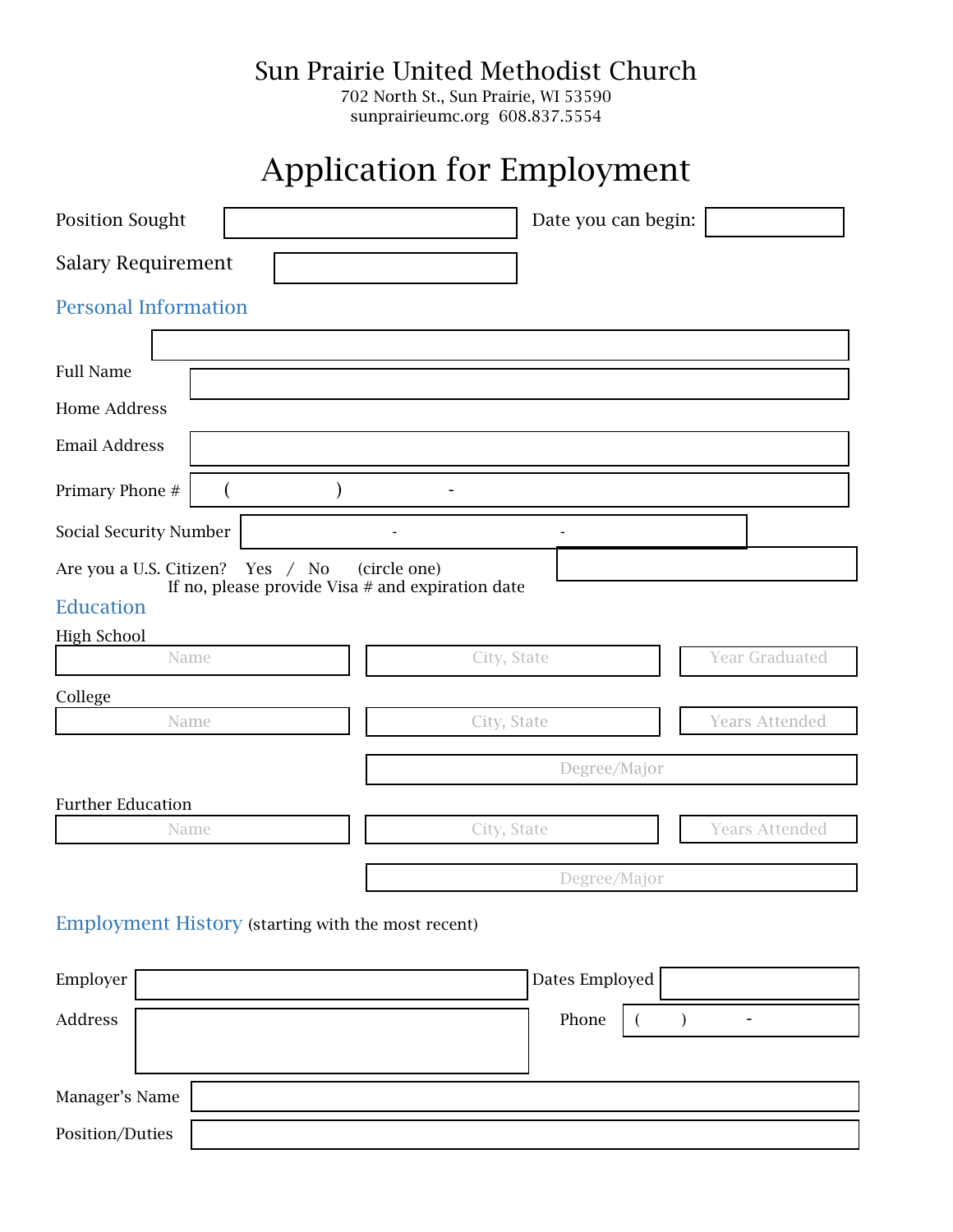# Sun Prairie United Methodist Church

702 North St., Sun Prairie, WI 53590
sunprairieumc.org 608.837.5554

# Application for Employment

Position Sought ______________________ Date you can begin: __________

Salary Requirement ______________________

## Personal Information

Full Name ______________________

Home Address ______________________

Email Address ______________________

Primary Phone # ( ) -

Social Security Number - -

Are you a U.S. Citizen? Yes / No (circle one)
If no, please provide Visa # and expiration date ______________________

## Education

High School

| Name | City, State | Year Graduated |
|---|---|---|
| | | |

College

| Name | City, State | Years Attended |
|---|---|---|
| | | |
| | Degree/Major | |

Further Education

| Name | City, State | Years Attended |
|---|---|---|
| | | |
| | Degree/Major | |

## Employment History (starting with the most recent)

Employer ______________________ Dates Employed ______________________

Address ______________________ Phone ( ) -

Manager's Name ______________________

Position/Duties ______________________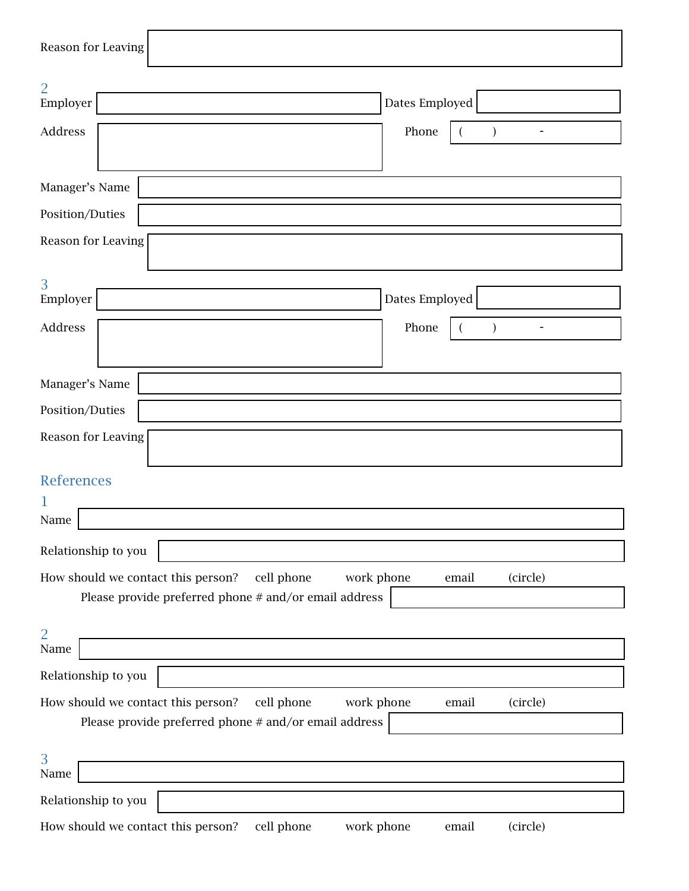Reason for Leaving

2

Employer                                         Dates Employed

Address                                          Phone ( ) -

Manager's Name

Position/Duties

Reason for Leaving

3

Employer                                         Dates Employed

Address                                          Phone ( ) -

Manager's Name

Position/Duties

Reason for Leaving

## References

1

Name

Relationship to you

How should we contact this person? cell phone work phone email (circle)

Please provide preferred phone # and/or email address

2

Name

Relationship to you

How should we contact this person? cell phone work phone email (circle)

Please provide preferred phone # and/or email address

3

Name

Relationship to you

How should we contact this person? cell phone work phone email (circle)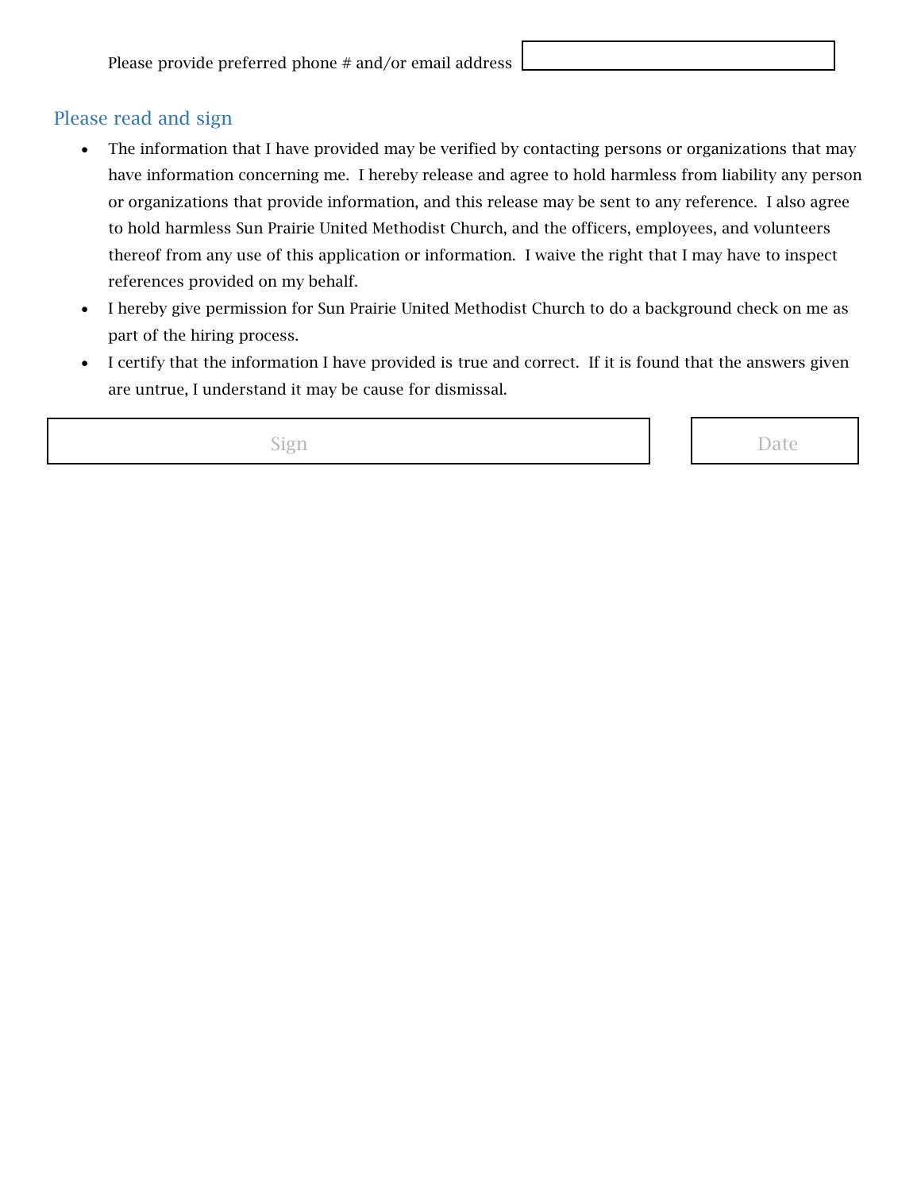Please provide preferred phone # and/or email address

## Please read and sign

- The information that I have provided may be verified by contacting persons or organizations that may have information concerning me. I hereby release and agree to hold harmless from liability any person or organizations that provide information, and this release may be sent to any reference. I also agree to hold harmless Sun Prairie United Methodist Church, and the officers, employees, and volunteers thereof from any use of this application or information. I waive the right that I may have to inspect references provided on my behalf.
- I hereby give permission for Sun Prairie United Methodist Church to do a background check on me as part of the hiring process.
- I certify that the information I have provided is true and correct. If it is found that the answers given are untrue, I understand it may be cause for dismissal.

Sign

Date